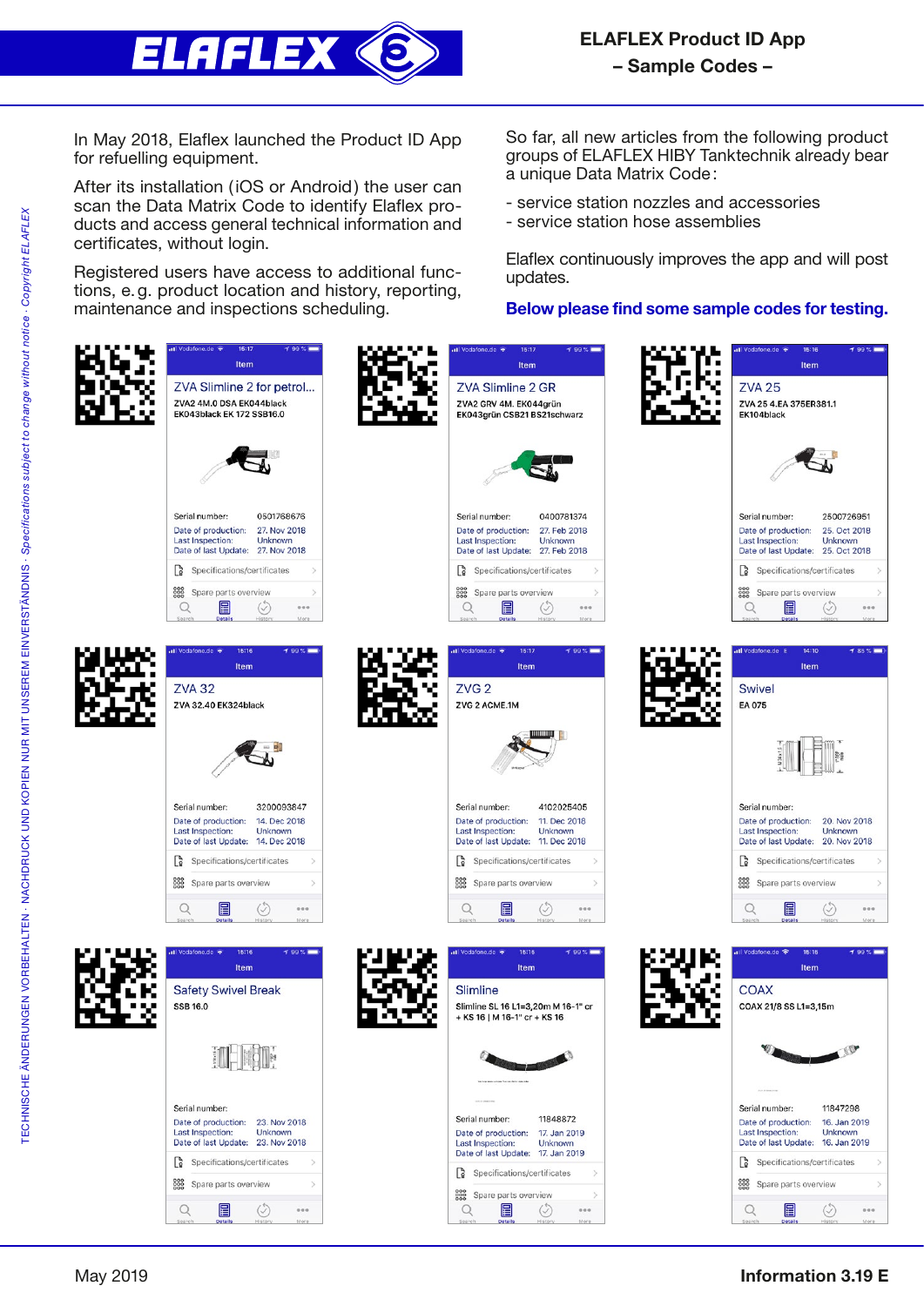# ELAFLEX Product ID App

## – Sample Codes –

In May 2018, Elaflex launched the Product ID App for refuelling equipment.

After its installation (iOS or Android) the user can scan the Data Matrix Code to identify Elaflex products and access general technical information and certificates, without login.

Registered users have access to additional functions, e.g. product location and history, reporting, maintenance and inspections scheduling.

So far, all new articles from the following product groups of ELAFLEX HIBY Tanktechnik already bear a unique Data Matrix Code:

- service station nozzles and accessories
- service station hose assemblies

Elaflex continuously improves the app and will post updates.

**Below please find some sample codes for testing.**

**ZVA Slimline 2 for petrol...**
ZVA2 4M.0 DSA EK044black EK043black EK 172 SSB16.0
Serial number: 0501768676
Date of production: 27. Nov 2018
Last Inspection: Unknown
Date of last Update: 27. Nov 2018

**ZVA Slimline 2 GR**
ZVA2 GRV 4M. EK044grün EK043grün CSB21 BS21schwarz
Serial number: 0400781374
Date of production: 27. Feb 2018
Last Inspection: Unknown
Date of last Update: 27. Feb 2018

**ZVA 25**
ZVA 25 4.EA 375ER381.1 EK104black
Serial number: 2500726951
Date of production: 25. Oct 2018
Last Inspection: Unknown
Date of last Update: 25. Oct 2018

**ZVA 32**
ZVA 32.40 EK324black
Serial number: 3200093847
Date of production: 14. Dec 2018
Last Inspection: Unknown
Date of last Update: 14. Dec 2018

**ZVG 2**
ZVG 2 ACME.1M
Serial number: 4102025405
Date of production: 11. Dec 2018
Last Inspection: Unknown
Date of last Update: 11. Dec 2018

**Swivel**
EA 075
Serial number:
Date of production: 20. Nov 2018
Last Inspection: Unknown
Date of last Update: 20. Nov 2018

**Safety Swivel Break**
SSB 16.0
Serial number:
Date of production: 23. Nov 2018
Last Inspection: Unknown
Date of last Update: 23. Nov 2018

**Slimline**
Slimline SL 16 L1=3,20m M 16-1" cr + KS 16 | M 16-1" cr + KS 16
Serial number: 11848872
Date of production: 17. Jan 2019
Last Inspection: Unknown
Date of last Update: 17. Jan 2019

**COAX**
COAX 21/8 SS L1=3,15m
Serial number: 11847298
Date of production: 16. Jan 2019
Last Inspection: Unknown
Date of last Update: 16. Jan 2019

May 2019 — **Information 3.19 E**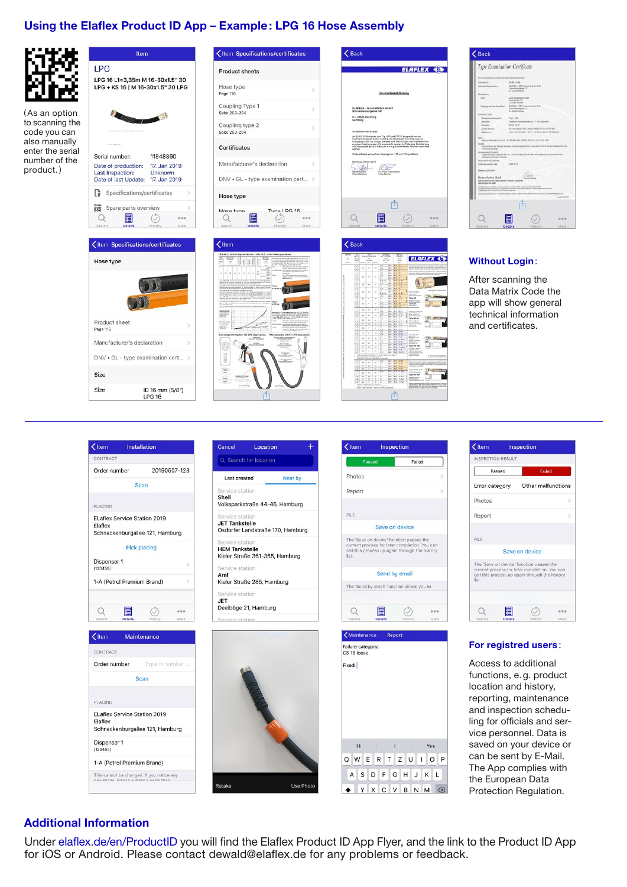## Using the Elaflex Product ID App – Example: LPG 16 Hose Assembly

(As an option to scanning the code you can also manually enter the serial number of the product.)

### Without Login:

After scanning the Data Matrix Code the app will show general technical information and certificates.

### For registred users:

Access to additional functions, e. g. product location and history, reporting, maintenance and inspection scheduling for officials and service personnel. Data is saved on your device or can be sent by E-Mail. The App complies with the European Data Protection Regulation.

## Additional Information

Under elaflex.de/en/ProductID you will find the Elaflex Product ID App Flyer, and the link to the Product ID App for iOS or Android. Please contact dewald@elaflex.de for any problems or feedback.